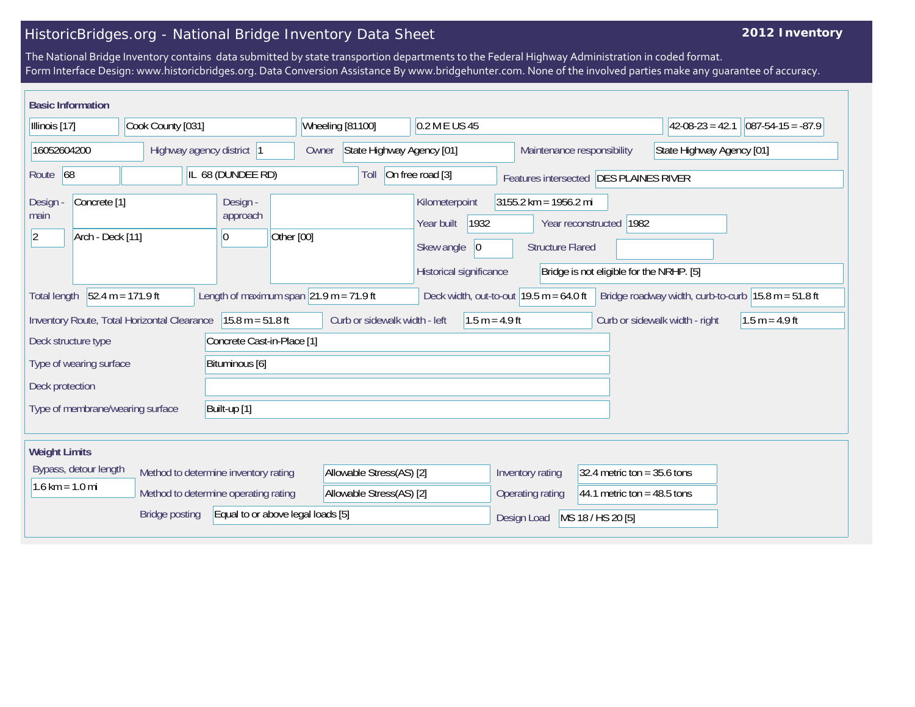# HistoricBridges.org - National Bridge Inventory Data Sheet

**2012 Inventory**

The National Bridge Inventory contains data submitted by state transportion departments to the Federal Highway Administration in coded format.
Form Interface Design: www.historicbridges.org. Data Conversion Assistance By www.bridgehunter.com. None of the involved parties make any guarantee of accuracy.

## Basic Information

| | | | | | |
|---|---|---|---|---|---|
| Illinois [17] | Cook County [031] | Wheeling [81100] | 0.2 M E US 45 | 42-08-23 = 42.1 | 087-54-15 = -87.9 |

| | |
|---|---|
| Structure Number | 16052604200 |
| Highway agency district | 1 |
| Owner | State Highway Agency [01] |
| Maintenance responsibility | State Highway Agency [01] |
| Route | 68 |
| Route Name | IL 68 (DUNDEE RD) |
| Toll | On free road [3] |
| Features intersected | DES PLAINES RIVER |
| Design - main | Concrete [1] |
| Design - main (spans) | 2 |
| Design - main (type) | Arch - Deck [11] |
| Design - approach | |
| Design - approach (spans) | 0 |
| Design - approach (type) | Other [00] |
| Kilometerpoint | 3155.2 km = 1956.2 mi |
| Year built | 1932 |
| Year reconstructed | 1982 |
| Skew angle | 0 |
| Structure Flared | |
| Historical significance | Bridge is not eligible for the NRHP. [5] |
| Total length | 52.4 m = 171.9 ft |
| Length of maximum span | 21.9 m = 71.9 ft |
| Deck width, out-to-out | 19.5 m = 64.0 ft |
| Bridge roadway width, curb-to-curb | 15.8 m = 51.8 ft |
| Inventory Route, Total Horizontal Clearance | 15.8 m = 51.8 ft |
| Curb or sidewalk width - left | 1.5 m = 4.9 ft |
| Curb or sidewalk width - right | 1.5 m = 4.9 ft |
| Deck structure type | Concrete Cast-in-Place [1] |
| Type of wearing surface | Bituminous [6] |
| Deck protection | |
| Type of membrane/wearing surface | Built-up [1] |

## Weight Limits

| | |
|---|---|
| Bypass, detour length | 1.6 km = 1.0 mi |
| Method to determine inventory rating | Allowable Stress(AS) [2] |
| Inventory rating | 32.4 metric ton = 35.6 tons |
| Method to determine operating rating | Allowable Stress(AS) [2] |
| Operating rating | 44.1 metric ton = 48.5 tons |
| Bridge posting | Equal to or above legal loads [5] |
| Design Load | MS 18 / HS 20 [5] |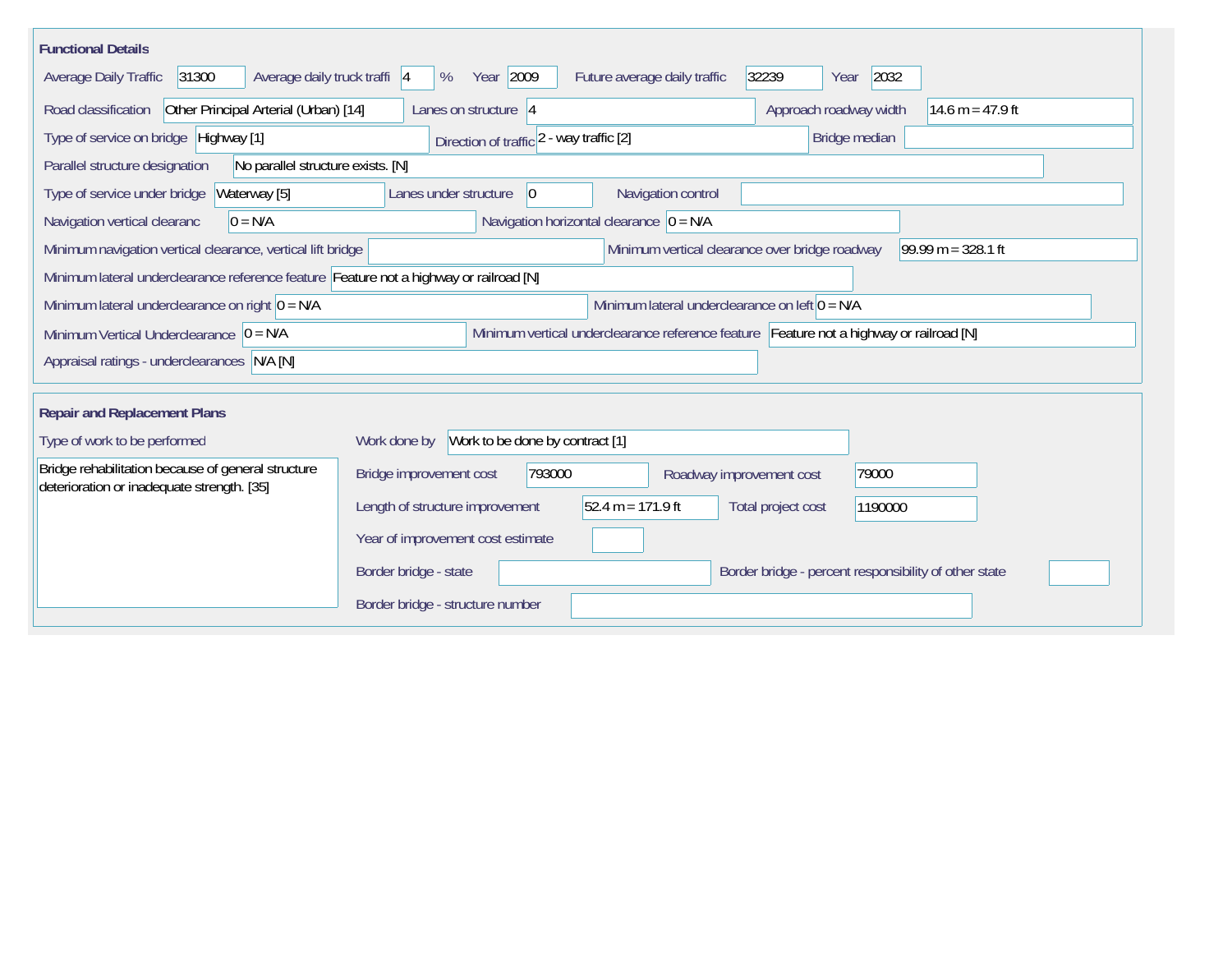## Functional Details

| Field | Value |
| --- | --- |
| Average Daily Traffic | 31300 |
| Average daily truck traffi | 4 % |
| Year | 2009 |
| Future average daily traffic | 32239 |
| Year | 2032 |
| Road classification | Other Principal Arterial (Urban) [14] |
| Lanes on structure | 4 |
| Approach roadway width | 14.6 m = 47.9 ft |
| Type of service on bridge | Highway [1] |
| Direction of traffic | 2 - way traffic [2] |
| Bridge median | |
| Parallel structure designation | No parallel structure exists. [N] |
| Type of service under bridge | Waterway [5] |
| Lanes under structure | 0 |
| Navigation control | |
| Navigation vertical clearanc | 0 = N/A |
| Navigation horizontal clearance | 0 = N/A |
| Minimum navigation vertical clearance, vertical lift bridge | |
| Minimum vertical clearance over bridge roadway | 99.99 m = 328.1 ft |
| Minimum lateral underclearance reference feature | Feature not a highway or railroad [N] |
| Minimum lateral underclearance on right | 0 = N/A |
| Minimum lateral underclearance on left | 0 = N/A |
| Minimum Vertical Underclearance | 0 = N/A |
| Minimum vertical underclearance reference feature | Feature not a highway or railroad [N] |
| Appraisal ratings - underclearances | N/A [N] |

## Repair and Replacement Plans

| Field | Value |
| --- | --- |
| Type of work to be performed | Bridge rehabilitation because of general structure deterioration or inadequate strength. [35] |
| Work done by | Work to be done by contract [1] |
| Bridge improvement cost | 793000 |
| Roadway improvement cost | 79000 |
| Length of structure improvement | 52.4 m = 171.9 ft |
| Total project cost | 1190000 |
| Year of improvement cost estimate | |
| Border bridge - state | |
| Border bridge - percent responsibility of other state | |
| Border bridge - structure number | |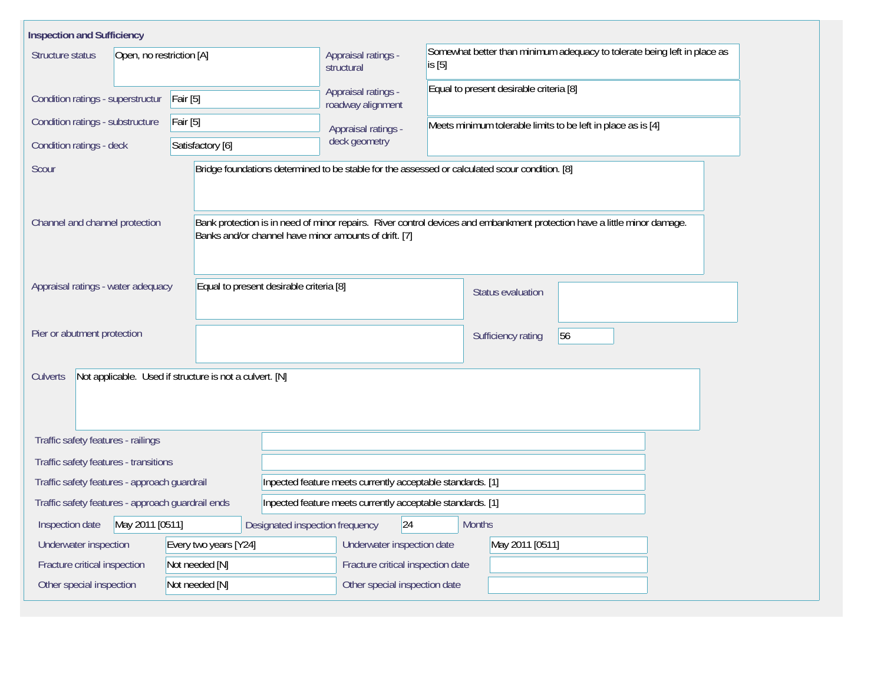## Inspection and Sufficiency

| Field | Value |
|---|---|
| Structure status | Open, no restriction [A] |
| Appraisal ratings - structural | Somewhat better than minimum adequacy to tolerate being left in place as is [5] |
| Condition ratings - superstructur | Fair [5] |
| Appraisal ratings - roadway alignment | Equal to present desirable criteria [8] |
| Condition ratings - substructure | Fair [5] |
| Appraisal ratings - deck geometry | Meets minimum tolerable limits to be left in place as is [4] |
| Condition ratings - deck | Satisfactory [6] |
| Scour | Bridge foundations determined to be stable for the assessed or calculated scour condition. [8] |
| Channel and channel protection | Bank protection is in need of minor repairs. River control devices and embankment protection have a little minor damage. Banks and/or channel have minor amounts of drift. [7] |
| Appraisal ratings - water adequacy | Equal to present desirable criteria [8] |
| Status evaluation | |
| Pier or abutment protection | |
| Sufficiency rating | 56 |
| Culverts | Not applicable. Used if structure is not a culvert. [N] |
| Traffic safety features - railings | |
| Traffic safety features - transitions | |
| Traffic safety features - approach guardrail | Inpected feature meets currently acceptable standards. [1] |
| Traffic safety features - approach guardrail ends | Inpected feature meets currently acceptable standards. [1] |
| Inspection date | May 2011 [0511] |
| Designated inspection frequency | 24 Months |
| Underwater inspection | Every two years [Y24] |
| Underwater inspection date | May 2011 [0511] |
| Fracture critical inspection | Not needed [N] |
| Fracture critical inspection date | |
| Other special inspection | Not needed [N] |
| Other special inspection date | |